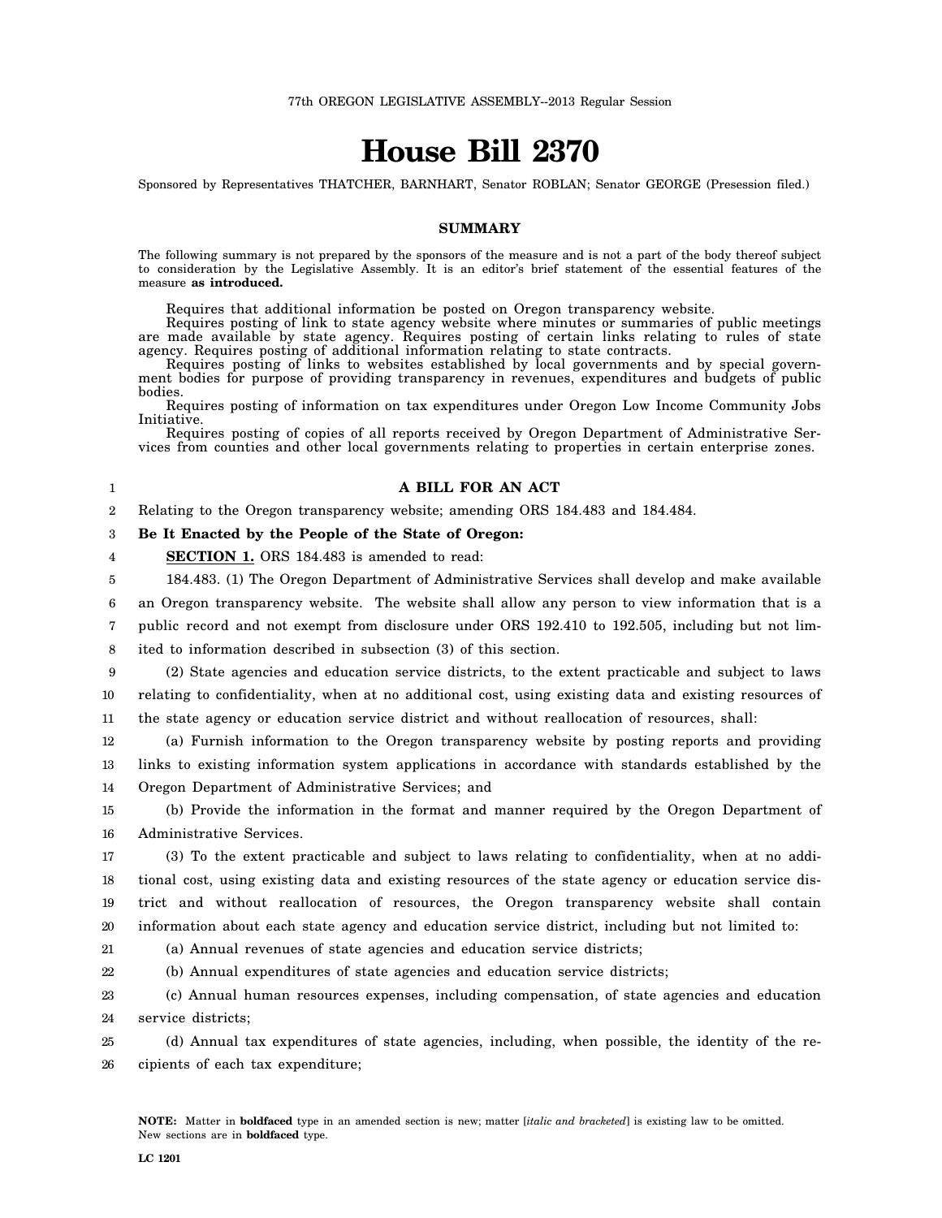77th OREGON LEGISLATIVE ASSEMBLY--2013 Regular Session

# House Bill 2370

Sponsored by Representatives THATCHER, BARNHART, Senator ROBLAN; Senator GEORGE (Presession filed.)

## SUMMARY

The following summary is not prepared by the sponsors of the measure and is not a part of the body thereof subject to consideration by the Legislative Assembly. It is an editor's brief statement of the essential features of the measure **as introduced.**

Requires that additional information be posted on Oregon transparency website.

Requires posting of link to state agency website where minutes or summaries of public meetings are made available by state agency. Requires posting of certain links relating to rules of state agency. Requires posting of additional information relating to state contracts.

Requires posting of links to websites established by local governments and by special government bodies for purpose of providing transparency in revenues, expenditures and budgets of public bodies.

Requires posting of information on tax expenditures under Oregon Low Income Community Jobs Initiative.

Requires posting of copies of all reports received by Oregon Department of Administrative Services from counties and other local governments relating to properties in certain enterprise zones.

**A BILL FOR AN ACT**

Relating to the Oregon transparency website; amending ORS 184.483 and 184.484.

**Be It Enacted by the People of the State of Oregon:**

**SECTION 1.** ORS 184.483 is amended to read:

184.483. (1) The Oregon Department of Administrative Services shall develop and make available an Oregon transparency website. The website shall allow any person to view information that is a public record and not exempt from disclosure under ORS 192.410 to 192.505, including but not limited to information described in subsection (3) of this section.

(2) State agencies and education service districts, to the extent practicable and subject to laws relating to confidentiality, when at no additional cost, using existing data and existing resources of the state agency or education service district and without reallocation of resources, shall:

(a) Furnish information to the Oregon transparency website by posting reports and providing links to existing information system applications in accordance with standards established by the Oregon Department of Administrative Services; and

(b) Provide the information in the format and manner required by the Oregon Department of Administrative Services.

(3) To the extent practicable and subject to laws relating to confidentiality, when at no additional cost, using existing data and existing resources of the state agency or education service district and without reallocation of resources, the Oregon transparency website shall contain information about each state agency and education service district, including but not limited to:

(a) Annual revenues of state agencies and education service districts;

(b) Annual expenditures of state agencies and education service districts;

(c) Annual human resources expenses, including compensation, of state agencies and education service districts;

(d) Annual tax expenditures of state agencies, including, when possible, the identity of the recipients of each tax expenditure;

**NOTE:** Matter in **boldfaced** type in an amended section is new; matter [*italic and bracketed*] is existing law to be omitted. New sections are in **boldfaced** type.

LC 1201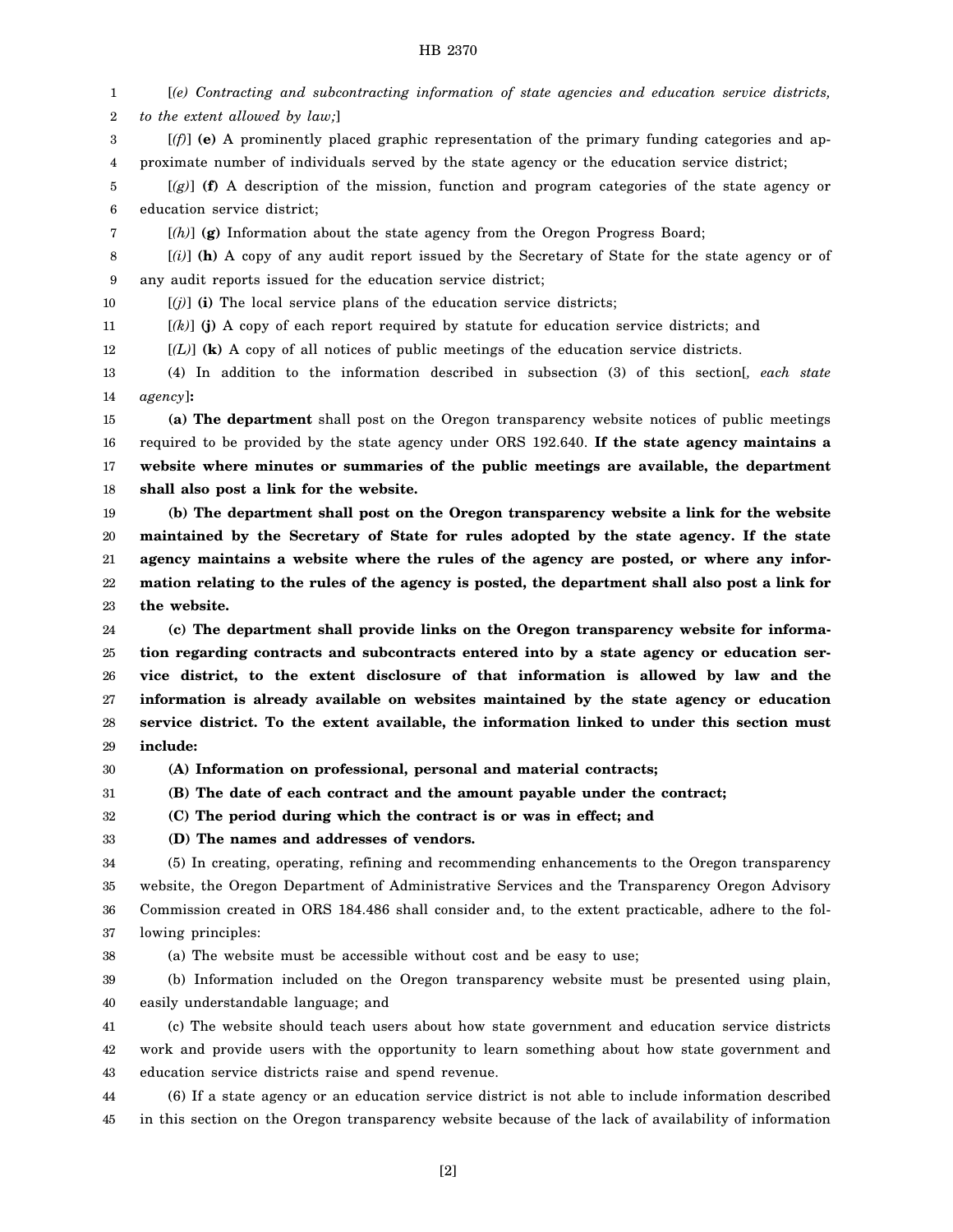[*(e) Contracting and subcontracting information of state agencies and education service districts, to the extent allowed by law;*]

[*(f)*] **(e)** A prominently placed graphic representation of the primary funding categories and approximate number of individuals served by the state agency or the education service district;

[*(g)*] **(f)** A description of the mission, function and program categories of the state agency or education service district;

[*(h)*] **(g)** Information about the state agency from the Oregon Progress Board;

[*(i)*] **(h)** A copy of any audit report issued by the Secretary of State for the state agency or of any audit reports issued for the education service district;

[*(j)*] **(i)** The local service plans of the education service districts;

[*(k)*] **(j)** A copy of each report required by statute for education service districts; and

[*(L)*] **(k)** A copy of all notices of public meetings of the education service districts.

(4) In addition to the information described in subsection (3) of this section[*, each state agency*]**:**

**(a) The department** shall post on the Oregon transparency website notices of public meetings required to be provided by the state agency under ORS 192.640. **If the state agency maintains a website where minutes or summaries of the public meetings are available, the department shall also post a link for the website.**

**(b) The department shall post on the Oregon transparency website a link for the website maintained by the Secretary of State for rules adopted by the state agency. If the state agency maintains a website where the rules of the agency are posted, or where any information relating to the rules of the agency is posted, the department shall also post a link for the website.**

**(c) The department shall provide links on the Oregon transparency website for information regarding contracts and subcontracts entered into by a state agency or education service district, to the extent disclosure of that information is allowed by law and the information is already available on websites maintained by the state agency or education service district. To the extent available, the information linked to under this section must include:**

**(A) Information on professional, personal and material contracts;**

**(B) The date of each contract and the amount payable under the contract;**

**(C) The period during which the contract is or was in effect; and**

**(D) The names and addresses of vendors.**

(5) In creating, operating, refining and recommending enhancements to the Oregon transparency website, the Oregon Department of Administrative Services and the Transparency Oregon Advisory Commission created in ORS 184.486 shall consider and, to the extent practicable, adhere to the following principles:

(a) The website must be accessible without cost and be easy to use;

(b) Information included on the Oregon transparency website must be presented using plain, easily understandable language; and

(c) The website should teach users about how state government and education service districts work and provide users with the opportunity to learn something about how state government and education service districts raise and spend revenue.

(6) If a state agency or an education service district is not able to include information described in this section on the Oregon transparency website because of the lack of availability of information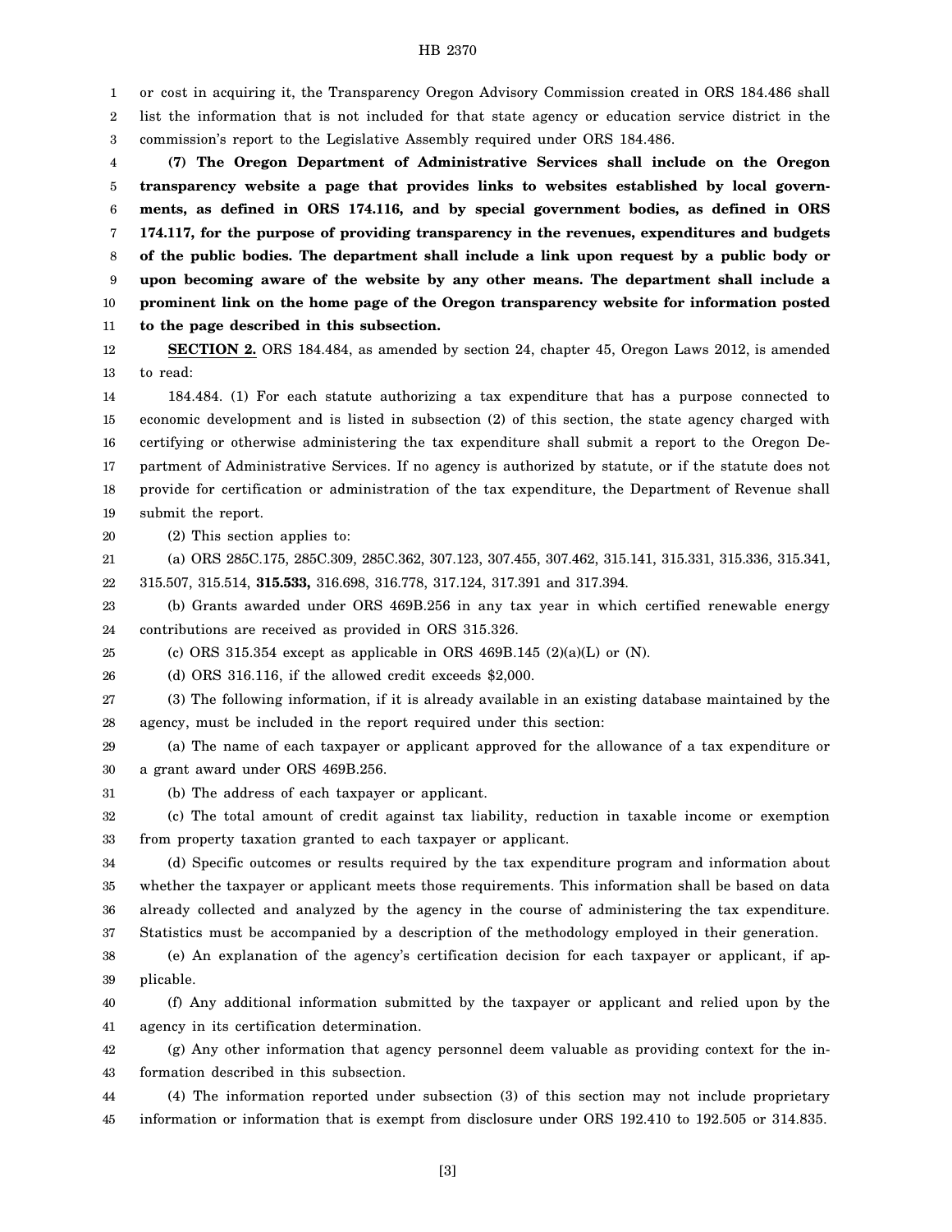or cost in acquiring it, the Transparency Oregon Advisory Commission created in ORS 184.486 shall list the information that is not included for that state agency or education service district in the commission's report to the Legislative Assembly required under ORS 184.486.

**(7) The Oregon Department of Administrative Services shall include on the Oregon transparency website a page that provides links to websites established by local governments, as defined in ORS 174.116, and by special government bodies, as defined in ORS 174.117, for the purpose of providing transparency in the revenues, expenditures and budgets of the public bodies. The department shall include a link upon request by a public body or upon becoming aware of the website by any other means. The department shall include a prominent link on the home page of the Oregon transparency website for information posted to the page described in this subsection.**

**SECTION 2.** ORS 184.484, as amended by section 24, chapter 45, Oregon Laws 2012, is amended to read:

184.484. (1) For each statute authorizing a tax expenditure that has a purpose connected to economic development and is listed in subsection (2) of this section, the state agency charged with certifying or otherwise administering the tax expenditure shall submit a report to the Oregon Department of Administrative Services. If no agency is authorized by statute, or if the statute does not provide for certification or administration of the tax expenditure, the Department of Revenue shall submit the report.

(2) This section applies to:

(a) ORS 285C.175, 285C.309, 285C.362, 307.123, 307.455, 307.462, 315.141, 315.331, 315.336, 315.341, 315.507, 315.514, **315.533,** 316.698, 316.778, 317.124, 317.391 and 317.394.

(b) Grants awarded under ORS 469B.256 in any tax year in which certified renewable energy contributions are received as provided in ORS 315.326.

(c) ORS 315.354 except as applicable in ORS 469B.145 (2)(a)(L) or (N).

(d) ORS 316.116, if the allowed credit exceeds $2,000.

(3) The following information, if it is already available in an existing database maintained by the agency, must be included in the report required under this section:

(a) The name of each taxpayer or applicant approved for the allowance of a tax expenditure or a grant award under ORS 469B.256.

(b) The address of each taxpayer or applicant.

(c) The total amount of credit against tax liability, reduction in taxable income or exemption from property taxation granted to each taxpayer or applicant.

(d) Specific outcomes or results required by the tax expenditure program and information about whether the taxpayer or applicant meets those requirements. This information shall be based on data already collected and analyzed by the agency in the course of administering the tax expenditure. Statistics must be accompanied by a description of the methodology employed in their generation.

(e) An explanation of the agency's certification decision for each taxpayer or applicant, if applicable.

(f) Any additional information submitted by the taxpayer or applicant and relied upon by the agency in its certification determination.

(g) Any other information that agency personnel deem valuable as providing context for the information described in this subsection.

(4) The information reported under subsection (3) of this section may not include proprietary information or information that is exempt from disclosure under ORS 192.410 to 192.505 or 314.835.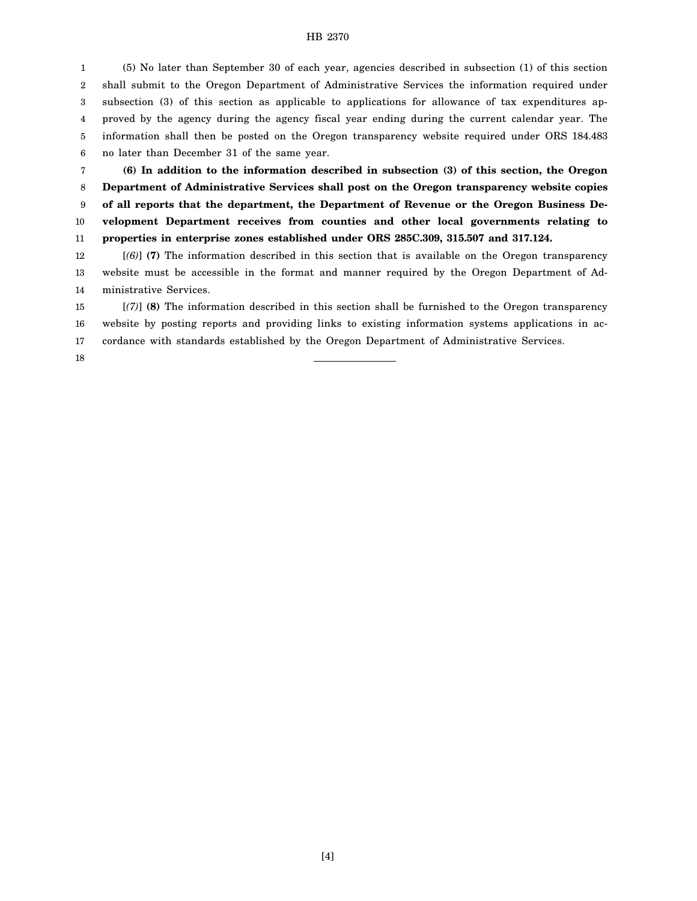(5) No later than September 30 of each year, agencies described in subsection (1) of this section shall submit to the Oregon Department of Administrative Services the information required under subsection (3) of this section as applicable to applications for allowance of tax expenditures approved by the agency during the agency fiscal year ending during the current calendar year. The information shall then be posted on the Oregon transparency website required under ORS 184.483 no later than December 31 of the same year.

**(6) In addition to the information described in subsection (3) of this section, the Oregon Department of Administrative Services shall post on the Oregon transparency website copies of all reports that the department, the Department of Revenue or the Oregon Business Development Department receives from counties and other local governments relating to properties in enterprise zones established under ORS 285C.309, 315.507 and 317.124.**

[*(6)*] **(7)** The information described in this section that is available on the Oregon transparency website must be accessible in the format and manner required by the Oregon Department of Administrative Services.

[*(7)*] **(8)** The information described in this section shall be furnished to the Oregon transparency website by posting reports and providing links to existing information systems applications in accordance with standards established by the Oregon Department of Administrative Services.